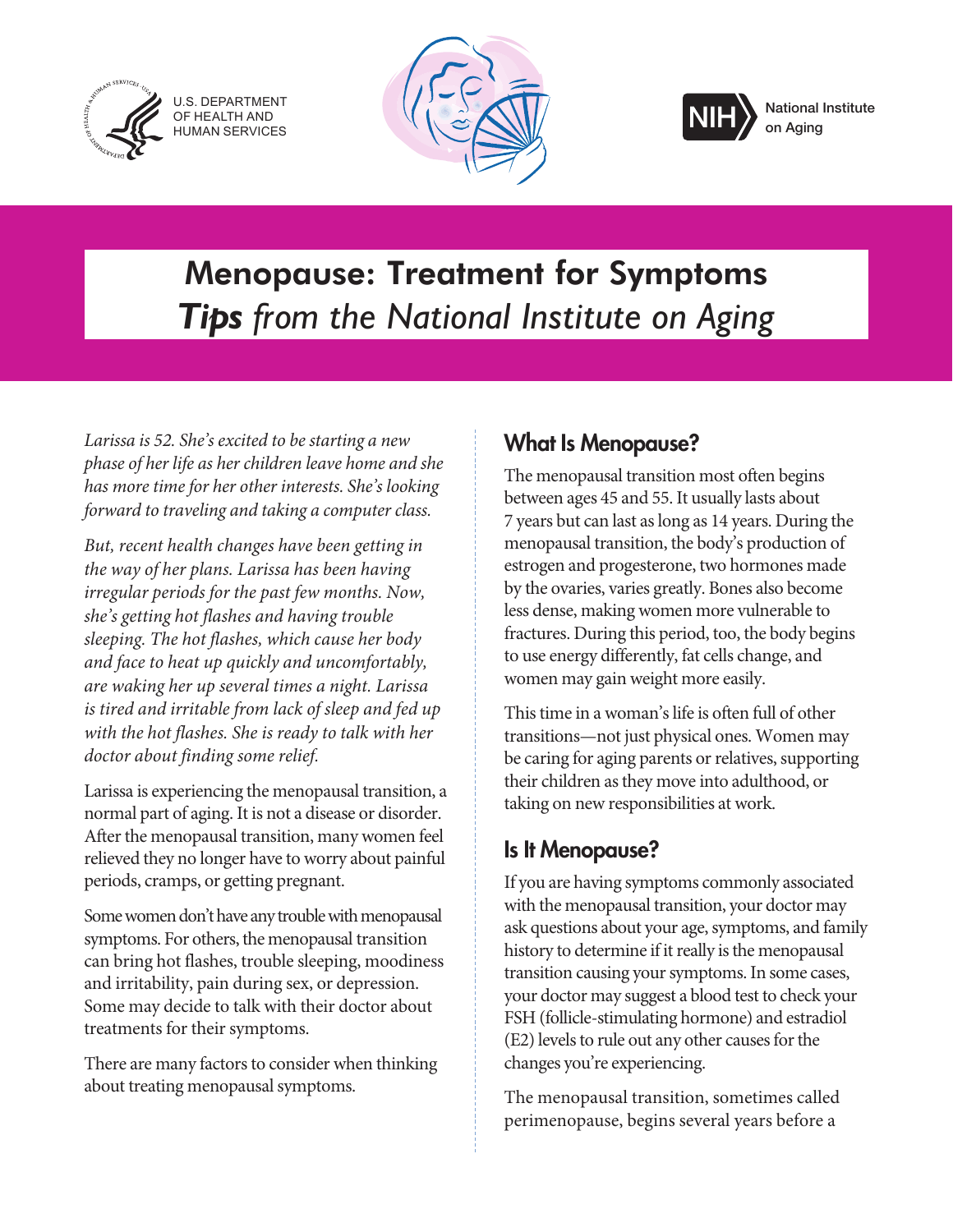U.S. DEPARTMENT OF HEALTH AND HUMAN SERVICES

National Institute on Aging

# Menopause: Treatment for Symptoms

## *Tips from the National Institute on Aging*

*Larissa is 52. She's excited to be starting a new phase of her life as her children leave home and she has more time for her other interests. She's looking forward to traveling and taking a computer class.*

*But, recent health changes have been getting in the way of her plans. Larissa has been having irregular periods for the past few months. Now, she's getting hot flashes and having trouble sleeping. The hot flashes, which cause her body and face to heat up quickly and uncomfortably, are waking her up several times a night. Larissa is tired and irritable from lack of sleep and fed up with the hot flashes. She is ready to talk with her doctor about finding some relief.*

Larissa is experiencing the menopausal transition, a normal part of aging. It is not a disease or disorder. After the menopausal transition, many women feel relieved they no longer have to worry about painful periods, cramps, or getting pregnant.

Some women don't have any trouble with menopausal symptoms. For others, the menopausal transition can bring hot flashes, trouble sleeping, moodiness and irritability, pain during sex, or depression. Some may decide to talk with their doctor about treatments for their symptoms.

There are many factors to consider when thinking about treating menopausal symptoms.

## What Is Menopause?

The menopausal transition most often begins between ages 45 and 55. It usually lasts about 7 years but can last as long as 14 years. During the menopausal transition, the body's production of estrogen and progesterone, two hormones made by the ovaries, varies greatly. Bones also become less dense, making women more vulnerable to fractures. During this period, too, the body begins to use energy differently, fat cells change, and women may gain weight more easily.

This time in a woman's life is often full of other transitions—not just physical ones. Women may be caring for aging parents or relatives, supporting their children as they move into adulthood, or taking on new responsibilities at work.

## Is It Menopause?

If you are having symptoms commonly associated with the menopausal transition, your doctor may ask questions about your age, symptoms, and family history to determine if it really is the menopausal transition causing your symptoms. In some cases, your doctor may suggest a blood test to check your FSH (follicle-stimulating hormone) and estradiol (E2) levels to rule out any other causes for the changes you're experiencing.

The menopausal transition, sometimes called perimenopause, begins several years before a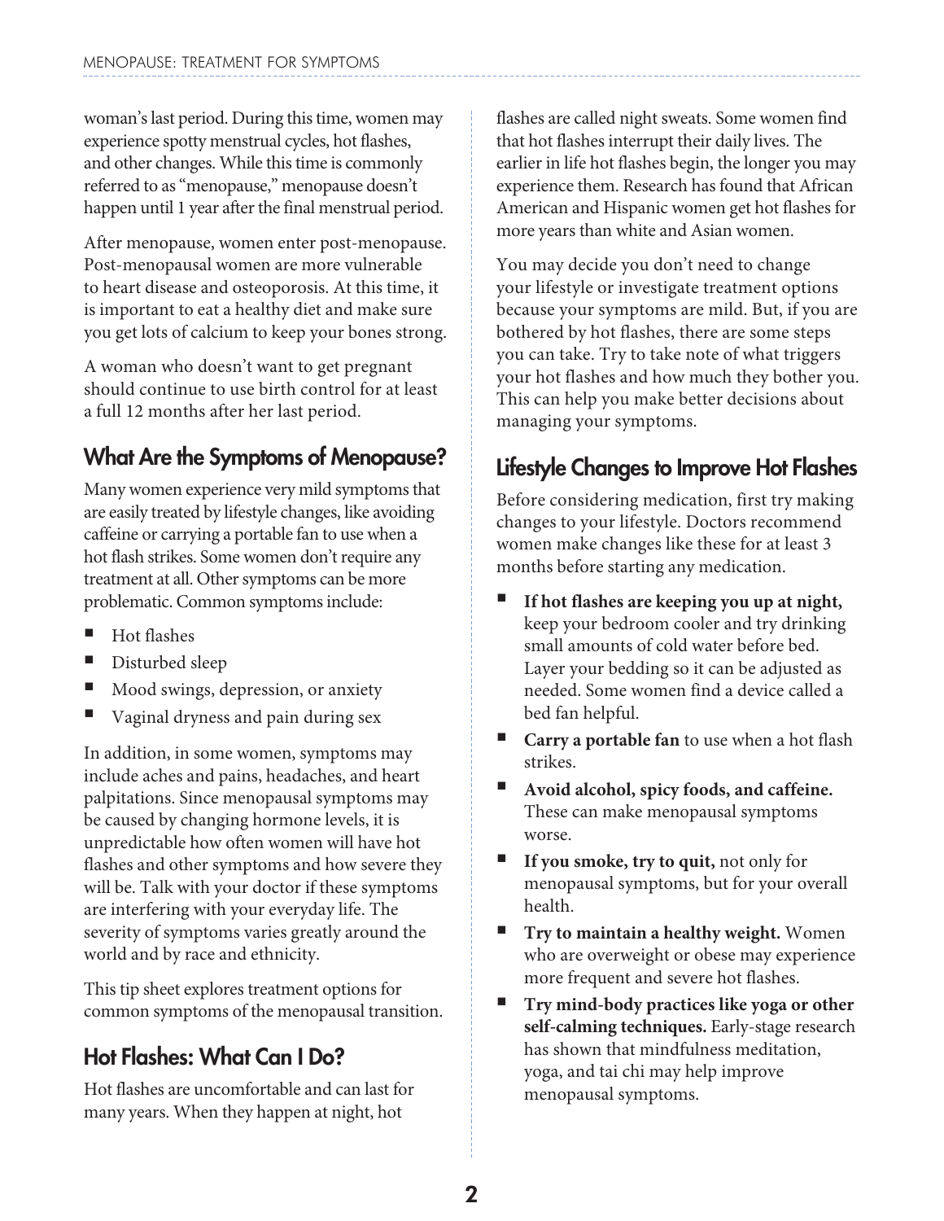woman's last period. During this time, women may experience spotty menstrual cycles, hot flashes, and other changes. While this time is commonly referred to as "menopause," menopause doesn't happen until 1 year after the final menstrual period.

After menopause, women enter post-menopause. Post-menopausal women are more vulnerable to heart disease and osteoporosis. At this time, it is important to eat a healthy diet and make sure you get lots of calcium to keep your bones strong.

A woman who doesn't want to get pregnant should continue to use birth control for at least a full 12 months after her last period.

## What Are the Symptoms of Menopause?

Many women experience very mild symptoms that are easily treated by lifestyle changes, like avoiding caffeine or carrying a portable fan to use when a hot flash strikes. Some women don't require any treatment at all. Other symptoms can be more problematic. Common symptoms include:

- Hot flashes
- Disturbed sleep
- Mood swings, depression, or anxiety
- Vaginal dryness and pain during sex

In addition, in some women, symptoms may include aches and pains, headaches, and heart palpitations. Since menopausal symptoms may be caused by changing hormone levels, it is unpredictable how often women will have hot flashes and other symptoms and how severe they will be. Talk with your doctor if these symptoms are interfering with your everyday life. The severity of symptoms varies greatly around the world and by race and ethnicity.

This tip sheet explores treatment options for common symptoms of the menopausal transition.

## Hot Flashes: What Can I Do?

Hot flashes are uncomfortable and can last for many years. When they happen at night, hot flashes are called night sweats. Some women find that hot flashes interrupt their daily lives. The earlier in life hot flashes begin, the longer you may experience them. Research has found that African American and Hispanic women get hot flashes for more years than white and Asian women.

You may decide you don't need to change your lifestyle or investigate treatment options because your symptoms are mild. But, if you are bothered by hot flashes, there are some steps you can take. Try to take note of what triggers your hot flashes and how much they bother you. This can help you make better decisions about managing your symptoms.

## Lifestyle Changes to Improve Hot Flashes

Before considering medication, first try making changes to your lifestyle. Doctors recommend women make changes like these for at least 3 months before starting any medication.

- **If hot flashes are keeping you up at night,** keep your bedroom cooler and try drinking small amounts of cold water before bed. Layer your bedding so it can be adjusted as needed. Some women find a device called a bed fan helpful.
- **Carry a portable fan** to use when a hot flash strikes.
- **Avoid alcohol, spicy foods, and caffeine.** These can make menopausal symptoms worse.
- **If you smoke, try to quit,** not only for menopausal symptoms, but for your overall health.
- **Try to maintain a healthy weight.** Women who are overweight or obese may experience more frequent and severe hot flashes.
- **Try mind-body practices like yoga or other self-calming techniques.** Early-stage research has shown that mindfulness meditation, yoga, and tai chi may help improve menopausal symptoms.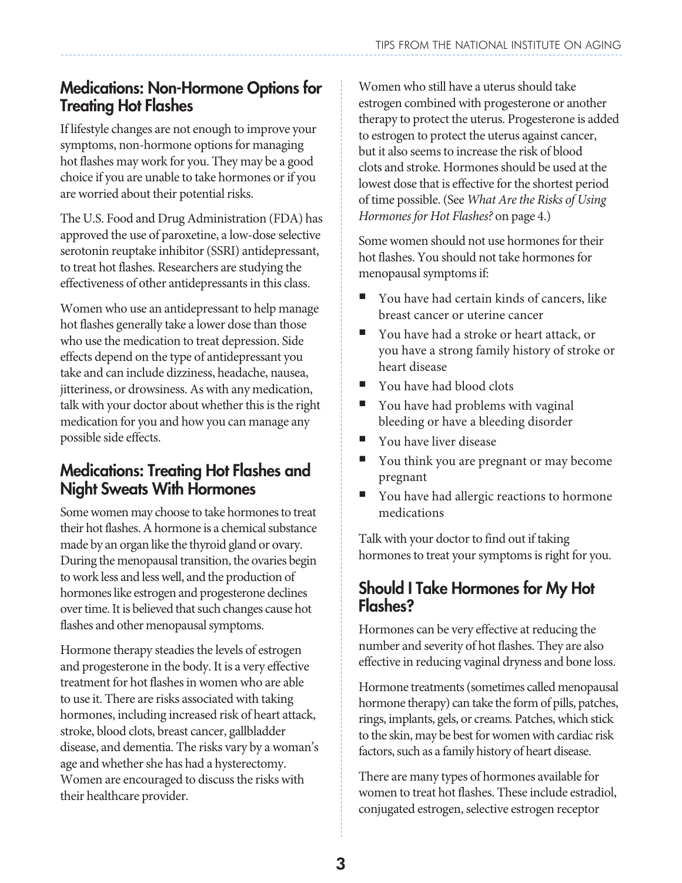## Medications: Non-Hormone Options for Treating Hot Flashes

If lifestyle changes are not enough to improve your symptoms, non-hormone options for managing hot flashes may work for you. They may be a good choice if you are unable to take hormones or if you are worried about their potential risks.

The U.S. Food and Drug Administration (FDA) has approved the use of paroxetine, a low-dose selective serotonin reuptake inhibitor (SSRI) antidepressant, to treat hot flashes. Researchers are studying the effectiveness of other antidepressants in this class.

Women who use an antidepressant to help manage hot flashes generally take a lower dose than those who use the medication to treat depression. Side effects depend on the type of antidepressant you take and can include dizziness, headache, nausea, jitteriness, or drowsiness. As with any medication, talk with your doctor about whether this is the right medication for you and how you can manage any possible side effects.

## Medications: Treating Hot Flashes and Night Sweats With Hormones

Some women may choose to take hormones to treat their hot flashes. A hormone is a chemical substance made by an organ like the thyroid gland or ovary. During the menopausal transition, the ovaries begin to work less and less well, and the production of hormones like estrogen and progesterone declines over time. It is believed that such changes cause hot flashes and other menopausal symptoms.

Hormone therapy steadies the levels of estrogen and progesterone in the body. It is a very effective treatment for hot flashes in women who are able to use it. There are risks associated with taking hormones, including increased risk of heart attack, stroke, blood clots, breast cancer, gallbladder disease, and dementia. The risks vary by a woman's age and whether she has had a hysterectomy. Women are encouraged to discuss the risks with their healthcare provider.

Women who still have a uterus should take estrogen combined with progesterone or another therapy to protect the uterus. Progesterone is added to estrogen to protect the uterus against cancer, but it also seems to increase the risk of blood clots and stroke. Hormones should be used at the lowest dose that is effective for the shortest period of time possible. (See *What Are the Risks of Using Hormones for Hot Flashes?* on page 4.)

Some women should not use hormones for their hot flashes. You should not take hormones for menopausal symptoms if:

- You have had certain kinds of cancers, like breast cancer or uterine cancer
- You have had a stroke or heart attack, or you have a strong family history of stroke or heart disease
- You have had blood clots
- You have had problems with vaginal bleeding or have a bleeding disorder
- You have liver disease
- You think you are pregnant or may become pregnant
- You have had allergic reactions to hormone medications

Talk with your doctor to find out if taking hormones to treat your symptoms is right for you.

## Should I Take Hormones for My Hot Flashes?

Hormones can be very effective at reducing the number and severity of hot flashes. They are also effective in reducing vaginal dryness and bone loss.

Hormone treatments (sometimes called menopausal hormone therapy) can take the form of pills, patches, rings, implants, gels, or creams. Patches, which stick to the skin, may be best for women with cardiac risk factors, such as a family history of heart disease.

There are many types of hormones available for women to treat hot flashes. These include estradiol, conjugated estrogen, selective estrogen receptor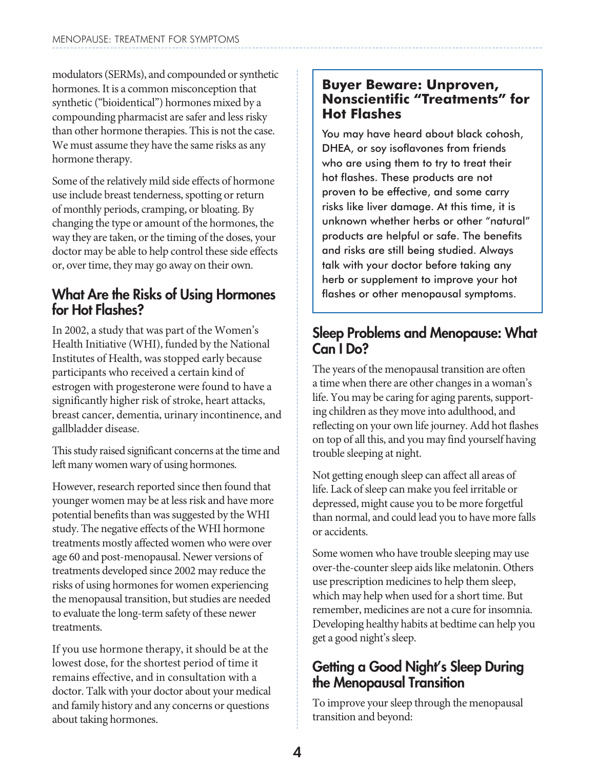modulators (SERMs), and compounded or synthetic hormones. It is a common misconception that synthetic ("bioidentical") hormones mixed by a compounding pharmacist are safer and less risky than other hormone therapies. This is not the case. We must assume they have the same risks as any hormone therapy.

Some of the relatively mild side effects of hormone use include breast tenderness, spotting or return of monthly periods, cramping, or bloating. By changing the type or amount of the hormones, the way they are taken, or the timing of the doses, your doctor may be able to help control these side effects or, over time, they may go away on their own.

## What Are the Risks of Using Hormones for Hot Flashes?

In 2002, a study that was part of the Women's Health Initiative (WHI), funded by the National Institutes of Health, was stopped early because participants who received a certain kind of estrogen with progesterone were found to have a significantly higher risk of stroke, heart attacks, breast cancer, dementia, urinary incontinence, and gallbladder disease.

This study raised significant concerns at the time and left many women wary of using hormones.

However, research reported since then found that younger women may be at less risk and have more potential benefits than was suggested by the WHI study. The negative effects of the WHI hormone treatments mostly affected women who were over age 60 and post-menopausal. Newer versions of treatments developed since 2002 may reduce the risks of using hormones for women experiencing the menopausal transition, but studies are needed to evaluate the long-term safety of these newer treatments.

If you use hormone therapy, it should be at the lowest dose, for the shortest period of time it remains effective, and in consultation with a doctor. Talk with your doctor about your medical and family history and any concerns or questions about taking hormones.

### Buyer Beware: Unproven, Nonscientific "Treatments" for Hot Flashes

You may have heard about black cohosh, DHEA, or soy isoflavones from friends who are using them to try to treat their hot flashes. These products are not proven to be effective, and some carry risks like liver damage. At this time, it is unknown whether herbs or other "natural" products are helpful or safe. The benefits and risks are still being studied. Always talk with your doctor before taking any herb or supplement to improve your hot flashes or other menopausal symptoms.

## Sleep Problems and Menopause: What Can I Do?

The years of the menopausal transition are often a time when there are other changes in a woman's life. You may be caring for aging parents, supporting children as they move into adulthood, and reflecting on your own life journey. Add hot flashes on top of all this, and you may find yourself having trouble sleeping at night.

Not getting enough sleep can affect all areas of life. Lack of sleep can make you feel irritable or depressed, might cause you to be more forgetful than normal, and could lead you to have more falls or accidents.

Some women who have trouble sleeping may use over-the-counter sleep aids like melatonin. Others use prescription medicines to help them sleep, which may help when used for a short time. But remember, medicines are not a cure for insomnia. Developing healthy habits at bedtime can help you get a good night's sleep.

## Getting a Good Night's Sleep During the Menopausal Transition

To improve your sleep through the menopausal transition and beyond: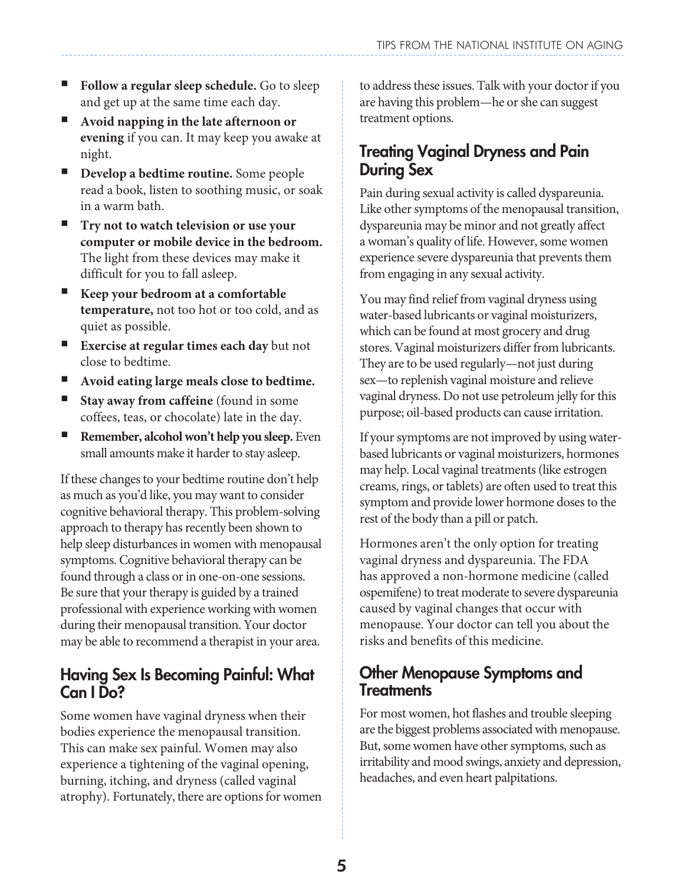- **Follow a regular sleep schedule.** Go to sleep and get up at the same time each day.
- **Avoid napping in the late afternoon or evening** if you can. It may keep you awake at night.
- **Develop a bedtime routine.** Some people read a book, listen to soothing music, or soak in a warm bath.
- **Try not to watch television or use your computer or mobile device in the bedroom.** The light from these devices may make it difficult for you to fall asleep.
- **Keep your bedroom at a comfortable temperature,** not too hot or too cold, and as quiet as possible.
- **Exercise at regular times each day** but not close to bedtime.
- **Avoid eating large meals close to bedtime.**
- **Stay away from caffeine** (found in some coffees, teas, or chocolate) late in the day.
- **Remember, alcohol won't help you sleep.** Even small amounts make it harder to stay asleep.

If these changes to your bedtime routine don't help as much as you'd like, you may want to consider cognitive behavioral therapy. This problem-solving approach to therapy has recently been shown to help sleep disturbances in women with menopausal symptoms. Cognitive behavioral therapy can be found through a class or in one-on-one sessions. Be sure that your therapy is guided by a trained professional with experience working with women during their menopausal transition. Your doctor may be able to recommend a therapist in your area.

## Having Sex Is Becoming Painful: What Can I Do?

Some women have vaginal dryness when their bodies experience the menopausal transition. This can make sex painful. Women may also experience a tightening of the vaginal opening, burning, itching, and dryness (called vaginal atrophy). Fortunately, there are options for women to address these issues. Talk with your doctor if you are having this problem—he or she can suggest treatment options.

## Treating Vaginal Dryness and Pain During Sex

Pain during sexual activity is called dyspareunia. Like other symptoms of the menopausal transition, dyspareunia may be minor and not greatly affect a woman's quality of life. However, some women experience severe dyspareunia that prevents them from engaging in any sexual activity.

You may find relief from vaginal dryness using water-based lubricants or vaginal moisturizers, which can be found at most grocery and drug stores. Vaginal moisturizers differ from lubricants. They are to be used regularly—not just during sex—to replenish vaginal moisture and relieve vaginal dryness. Do not use petroleum jelly for this purpose; oil-based products can cause irritation.

If your symptoms are not improved by using water-based lubricants or vaginal moisturizers, hormones may help. Local vaginal treatments (like estrogen creams, rings, or tablets) are often used to treat this symptom and provide lower hormone doses to the rest of the body than a pill or patch.

Hormones aren't the only option for treating vaginal dryness and dyspareunia. The FDA has approved a non-hormone medicine (called ospemifene) to treat moderate to severe dyspareunia caused by vaginal changes that occur with menopause. Your doctor can tell you about the risks and benefits of this medicine.

## Other Menopause Symptoms and Treatments

For most women, hot flashes and trouble sleeping are the biggest problems associated with menopause. But, some women have other symptoms, such as irritability and mood swings, anxiety and depression, headaches, and even heart palpitations.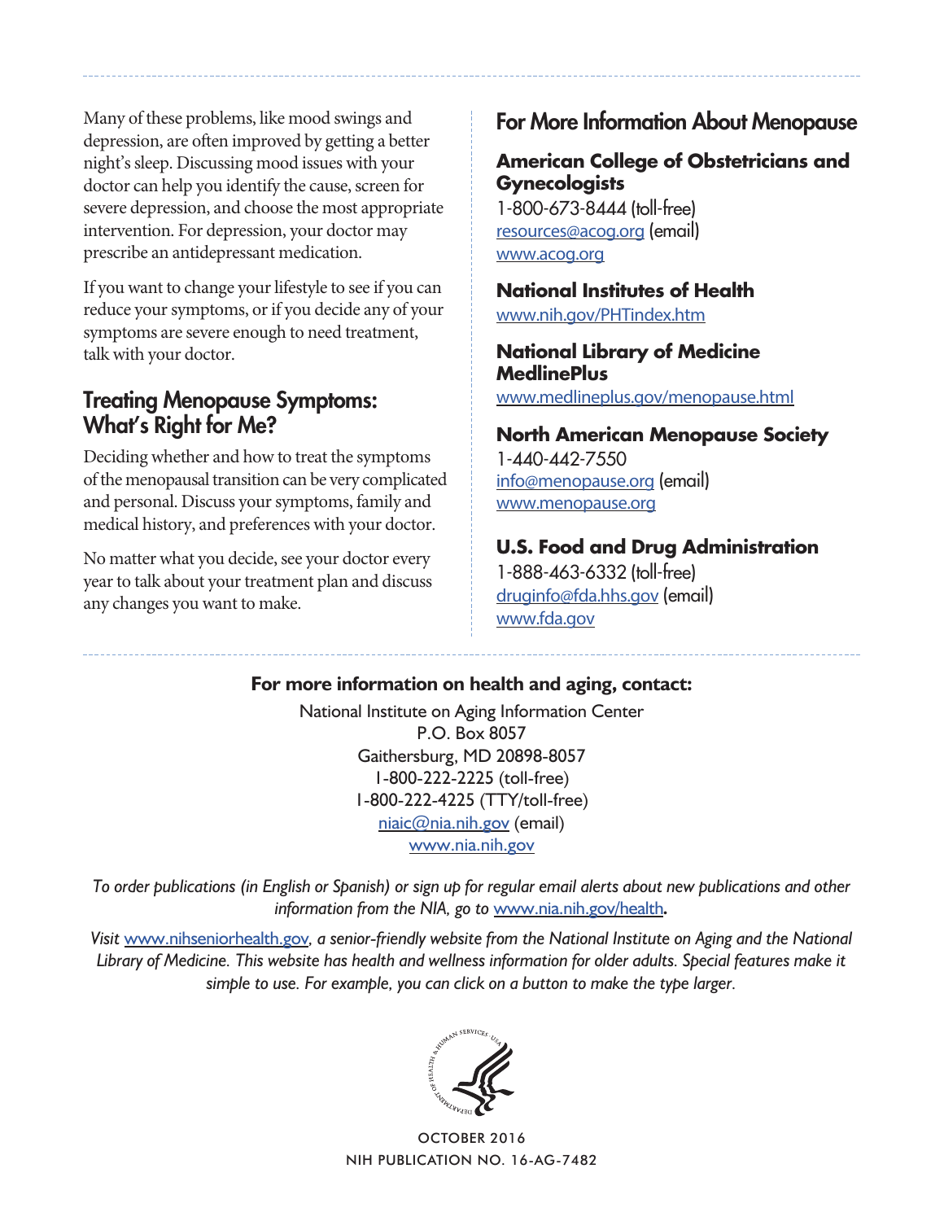Many of these problems, like mood swings and depression, are often improved by getting a better night's sleep. Discussing mood issues with your doctor can help you identify the cause, screen for severe depression, and choose the most appropriate intervention. For depression, your doctor may prescribe an antidepressant medication.

If you want to change your lifestyle to see if you can reduce your symptoms, or if you decide any of your symptoms are severe enough to need treatment, talk with your doctor.

## Treating Menopause Symptoms: What's Right for Me?

Deciding whether and how to treat the symptoms of the menopausal transition can be very complicated and personal. Discuss your symptoms, family and medical history, and preferences with your doctor.

No matter what you decide, see your doctor every year to talk about your treatment plan and discuss any changes you want to make.

## For More Information About Menopause

**American College of Obstetricians and Gynecologists**
1-800-673-8444 (toll-free)
resources@acog.org (email)
www.acog.org

**National Institutes of Health**
www.nih.gov/PHTindex.htm

**National Library of Medicine MedlinePlus**
www.medlineplus.gov/menopause.html

**North American Menopause Society**
1-440-442-7550
info@menopause.org (email)
www.menopause.org

**U.S. Food and Drug Administration**
1-888-463-6332 (toll-free)
druginfo@fda.hhs.gov (email)
www.fda.gov

**For more information on health and aging, contact:**

National Institute on Aging Information Center
P.O. Box 8057
Gaithersburg, MD 20898-8057
1-800-222-2225 (toll-free)
1-800-222-4225 (TTY/toll-free)
niaic@nia.nih.gov (email)
www.nia.nih.gov

*To order publications (in English or Spanish) or sign up for regular email alerts about new publications and other information from the NIA, go to* www.nia.nih.gov/health.

*Visit* www.nihseniorhealth.gov*, a senior-friendly website from the National Institute on Aging and the National Library of Medicine. This website has health and wellness information for older adults. Special features make it simple to use. For example, you can click on a button to make the type larger.*

OCTOBER 2016
NIH PUBLICATION NO. 16-AG-7482